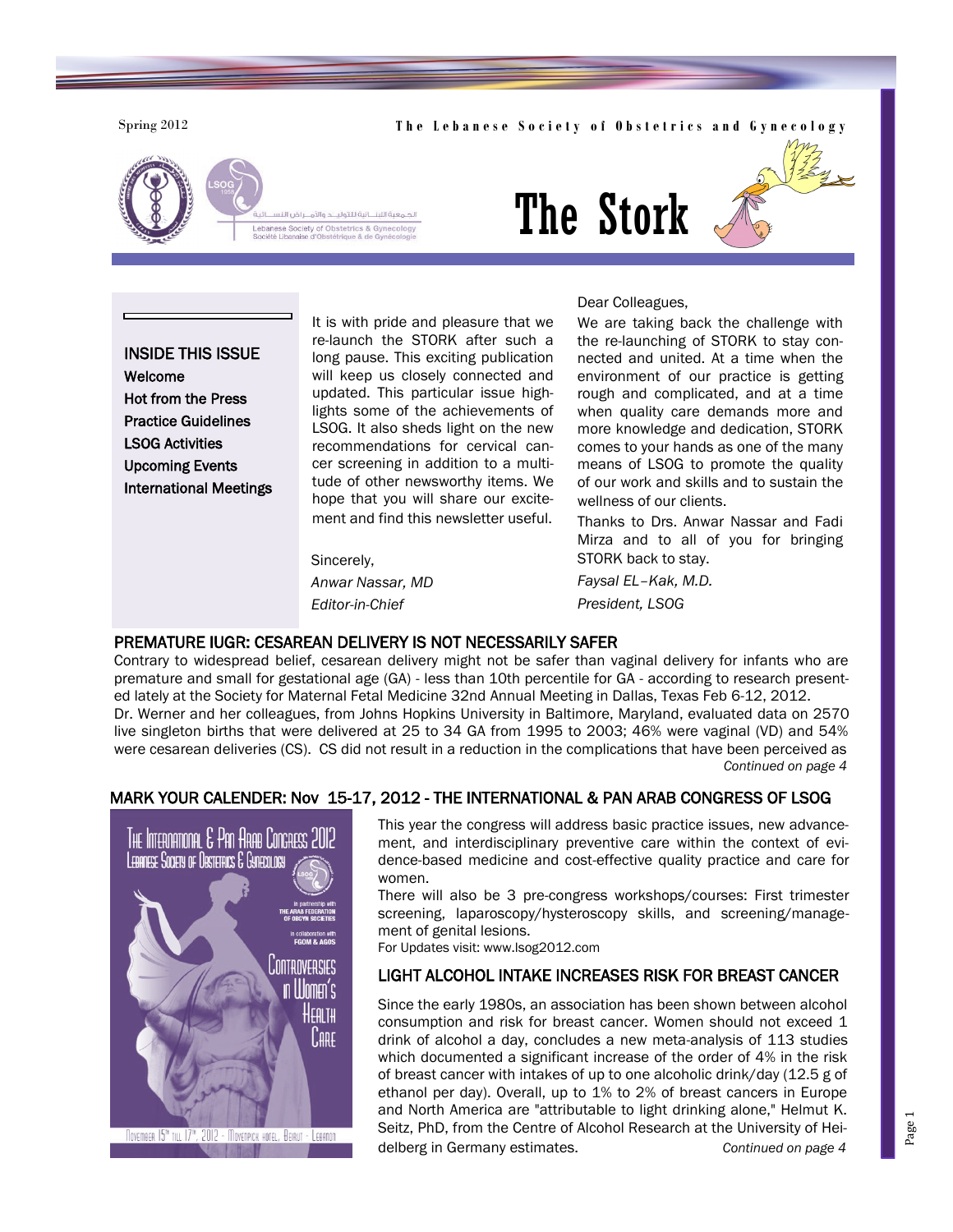Spring 2012

The Lebanese Society of Obstetrics and Gynecology

الجمعية اللبنانية للتوليد والأمراض النسائية

Lebanese Society of Obstetrics & Gynecology
Société Libanaise d'Obstétrique & de Gynécologie

# The Stork

## INSIDE THIS ISSUE

**Welcome**
**Hot from the Press**
**Practice Guidelines**
**LSOG Activities**
**Upcoming Events**
**International Meetings**

It is with pride and pleasure that we re-launch the STORK after such a long pause. This exciting publication will keep us closely connected and updated. This particular issue highlights some of the achievements of LSOG. It also sheds light on the new recommendations for cervical cancer screening in addition to a multitude of other newsworthy items. We hope that you will share our excitement and find this newsletter useful.

Sincerely,
*Anwar Nassar, MD*
*Editor-in-Chief*

Dear Colleagues,

We are taking back the challenge with the re-launching of STORK to stay connected and united. At a time when the environment of our practice is getting rough and complicated, and at a time when quality care demands more and more knowledge and dedication, STORK comes to your hands as one of the many means of LSOG to promote the quality of our work and skills and to sustain the wellness of our clients.

Thanks to Drs. Anwar Nassar and Fadi Mirza and to all of you for bringing STORK back to stay.

*Faysal EL–Kak, M.D.*
*President, LSOG*

## PREMATURE IUGR: CESAREAN DELIVERY IS NOT NECESSARILY SAFER

Contrary to widespread belief, cesarean delivery might not be safer than vaginal delivery for infants who are premature and small for gestational age (GA) - less than 10th percentile for GA - according to research presented lately at the Society for Maternal Fetal Medicine 32nd Annual Meeting in Dallas, Texas Feb 6-12, 2012.

Dr. Werner and her colleagues, from Johns Hopkins University in Baltimore, Maryland, evaluated data on 2570 live singleton births that were delivered at 25 to 34 GA from 1995 to 2003; 46% were vaginal (VD) and 54% were cesarean deliveries (CS). CS did not result in a reduction in the complications that have been perceived as

*Continued on page 4*

## MARK YOUR CALENDER: Nov 15-17, 2012 - THE INTERNATIONAL & PAN ARAB CONGRESS OF LSOG

The International & Pan Arab Congress 2012
Lebanese Society of Obstetrics & Gynecology
In partnership with The Arab Federation of OBGYN Societies
In collaboration with FGOM & AGOS
Controversies in Women's Health Care
November 15th till 17th, 2012 - Movenpick Hotel, Beirut - Lebanon

This year the congress will address basic practice issues, new advancement, and interdisciplinary preventive care within the context of evidence-based medicine and cost-effective quality practice and care for women.

There will also be 3 pre-congress workshops/courses: First trimester screening, laparoscopy/hysteroscopy skills, and screening/management of genital lesions.

For Updates visit: www.lsog2012.com

## LIGHT ALCOHOL INTAKE INCREASES RISK FOR BREAST CANCER

Since the early 1980s, an association has been shown between alcohol consumption and risk for breast cancer. Women should not exceed 1 drink of alcohol a day, concludes a new meta-analysis of 113 studies which documented a significant increase of the order of 4% in the risk of breast cancer with intakes of up to one alcoholic drink/day (12.5 g of ethanol per day). Overall, up to 1% to 2% of breast cancers in Europe and North America are "attributable to light drinking alone," Helmut K. Seitz, PhD, from the Centre of Alcohol Research at the University of Heidelberg in Germany estimates.

*Continued on page 4*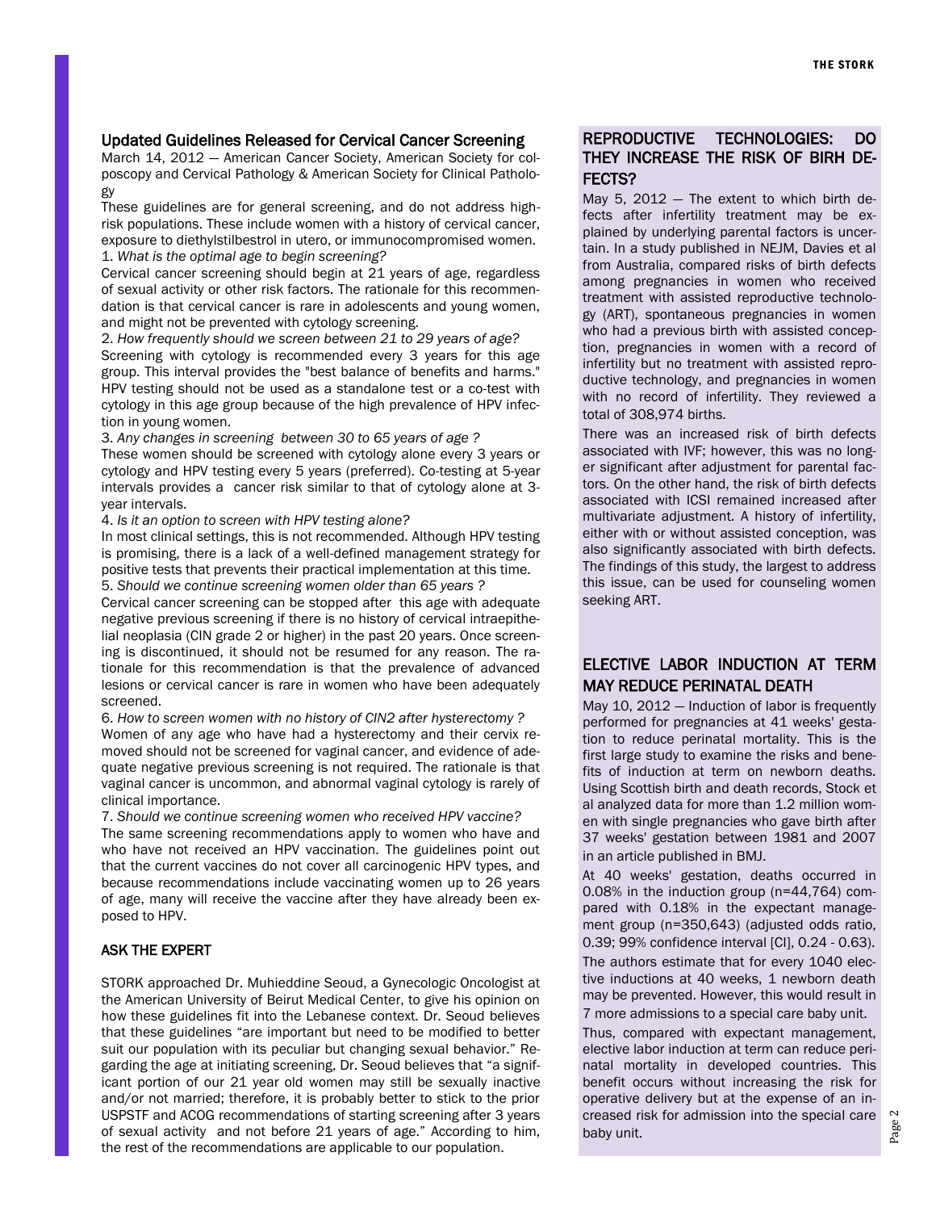## Updated Guidelines Released for Cervical Cancer Screening

March 14, 2012 — American Cancer Society, American Society for colposcopy and Cervical Pathology & American Society for Clinical Pathology

These guidelines are for general screening, and do not address high-risk populations. These include women with a history of cervical cancer, exposure to diethylstilbestrol in utero, or immunocompromised women.

1. *What is the optimal age to begin screening?*

Cervical cancer screening should begin at 21 years of age, regardless of sexual activity or other risk factors. The rationale for this recommendation is that cervical cancer is rare in adolescents and young women, and might not be prevented with cytology screening.

2. *How frequently should we screen between 21 to 29 years of age?*

Screening with cytology is recommended every 3 years for this age group. This interval provides the "best balance of benefits and harms." HPV testing should not be used as a standalone test or a co-test with cytology in this age group because of the high prevalence of HPV infection in young women.

3. *Any changes in screening between 30 to 65 years of age ?*

These women should be screened with cytology alone every 3 years or cytology and HPV testing every 5 years (preferred). Co-testing at 5-year intervals provides a cancer risk similar to that of cytology alone at 3-year intervals.

4. *Is it an option to screen with HPV testing alone?*

In most clinical settings, this is not recommended. Although HPV testing is promising, there is a lack of a well-defined management strategy for positive tests that prevents their practical implementation at this time.

5. *Should we continue screening women older than 65 years ?*

Cervical cancer screening can be stopped after this age with adequate negative previous screening if there is no history of cervical intraepithelial neoplasia (CIN grade 2 or higher) in the past 20 years. Once screening is discontinued, it should not be resumed for any reason. The rationale for this recommendation is that the prevalence of advanced lesions or cervical cancer is rare in women who have been adequately screened.

6. *How to screen women with no history of CIN2 after hysterectomy ?*

Women of any age who have had a hysterectomy and their cervix removed should not be screened for vaginal cancer, and evidence of adequate negative previous screening is not required. The rationale is that vaginal cancer is uncommon, and abnormal vaginal cytology is rarely of clinical importance.

7. *Should we continue screening women who received HPV vaccine?*

The same screening recommendations apply to women who have and who have not received an HPV vaccination. The guidelines point out that the current vaccines do not cover all carcinogenic HPV types, and because recommendations include vaccinating women up to 26 years of age, many will receive the vaccine after they have already been exposed to HPV.

### ASK THE EXPERT

STORK approached Dr. Muhieddine Seoud, a Gynecologic Oncologist at the American University of Beirut Medical Center, to give his opinion on how these guidelines fit into the Lebanese context. Dr. Seoud believes that these guidelines "are important but need to be modified to better suit our population with its peculiar but changing sexual behavior." Regarding the age at initiating screening, Dr. Seoud believes that "a significant portion of our 21 year old women may still be sexually inactive and/or not married; therefore, it is probably better to stick to the prior USPSTF and ACOG recommendations of starting screening after 3 years of sexual activity and not before 21 years of age." According to him, the rest of the recommendations are applicable to our population.

## REPRODUCTIVE TECHNOLOGIES: DO THEY INCREASE THE RISK OF BIRH DEFECTS?

May 5, 2012 — The extent to which birth defects after infertility treatment may be explained by underlying parental factors is uncertain. In a study published in NEJM, Davies et al from Australia, compared risks of birth defects among pregnancies in women who received treatment with assisted reproductive technology (ART), spontaneous pregnancies in women who had a previous birth with assisted conception, pregnancies in women with a record of infertility but no treatment with assisted reproductive technology, and pregnancies in women with no record of infertility. They reviewed a total of 308,974 births.

There was an increased risk of birth defects associated with IVF; however, this was no longer significant after adjustment for parental factors. On the other hand, the risk of birth defects associated with ICSI remained increased after multivariate adjustment. A history of infertility, either with or without assisted conception, was also significantly associated with birth defects. The findings of this study, the largest to address this issue, can be used for counseling women seeking ART.

## ELECTIVE LABOR INDUCTION AT TERM MAY REDUCE PERINATAL DEATH

May 10, 2012 — Induction of labor is frequently performed for pregnancies at 41 weeks' gestation to reduce perinatal mortality. This is the first large study to examine the risks and benefits of induction at term on newborn deaths. Using Scottish birth and death records, Stock et al analyzed data for more than 1.2 million women with single pregnancies who gave birth after 37 weeks' gestation between 1981 and 2007 in an article published in BMJ.

At 40 weeks' gestation, deaths occurred in 0.08% in the induction group (n=44,764) compared with 0.18% in the expectant management group (n=350,643) (adjusted odds ratio, 0.39; 99% confidence interval [CI], 0.24 - 0.63).

The authors estimate that for every 1040 elective inductions at 40 weeks, 1 newborn death may be prevented. However, this would result in 7 more admissions to a special care baby unit.

Thus, compared with expectant management, elective labor induction at term can reduce perinatal mortality in developed countries. This benefit occurs without increasing the risk for operative delivery but at the expense of an increased risk for admission into the special care baby unit.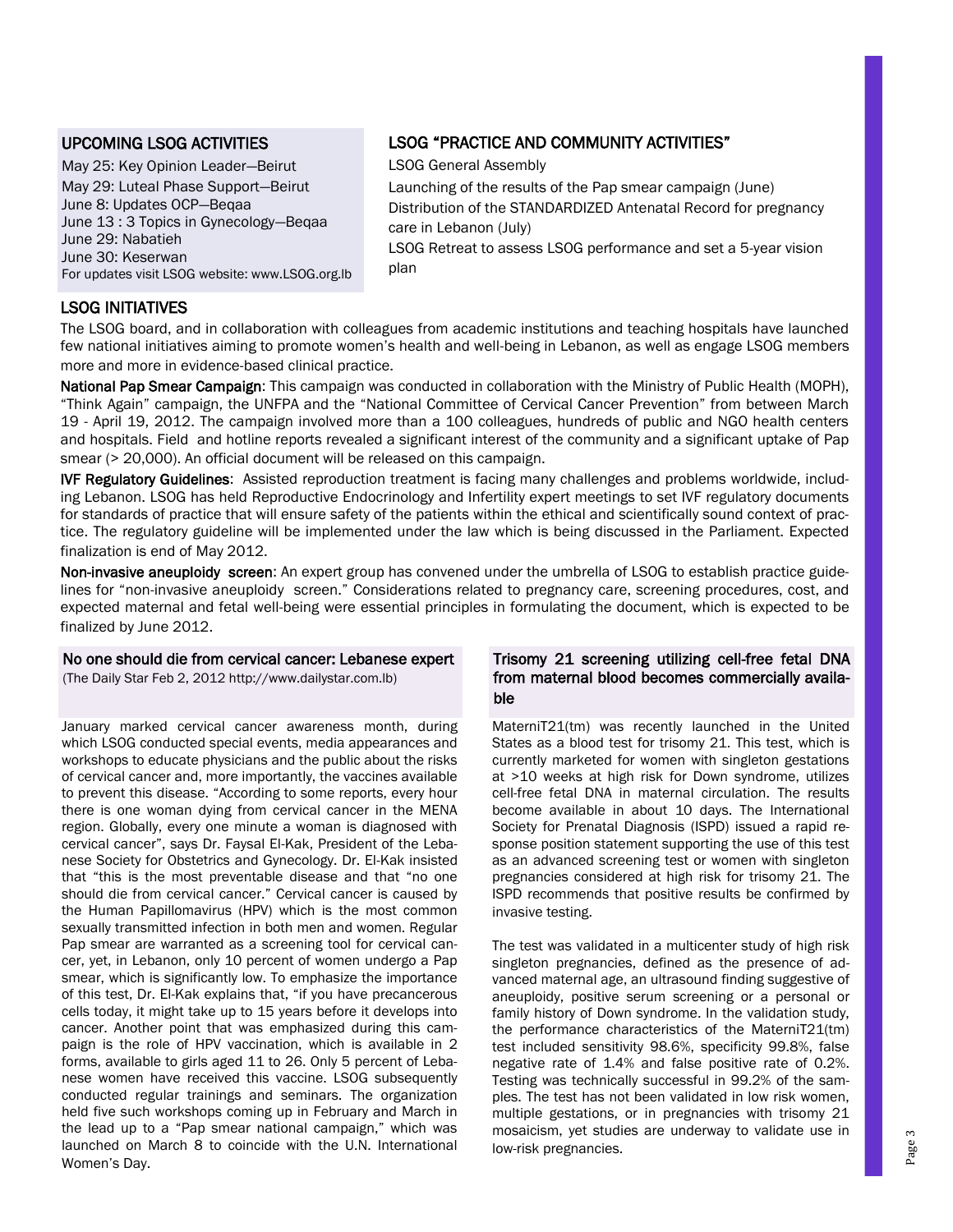## UPCOMING LSOG ACTIVITIES

May 25: Key Opinion Leader—Beirut
May 29: Luteal Phase Support—Beirut
June 8: Updates OCP—Beqaa
June 13 : 3 Topics in Gynecology—Beqaa
June 29: Nabatieh
June 30: Keserwan
For updates visit LSOG website: www.LSOG.org.lb

## LSOG "PRACTICE AND COMMUNITY ACTIVITIES"

LSOG General Assembly
Launching of the results of the Pap smear campaign (June)
Distribution of the STANDARDIZED Antenatal Record for pregnancy care in Lebanon (July)
LSOG Retreat to assess LSOG performance and set a 5-year vision plan

## LSOG INITIATIVES

The LSOG board, and in collaboration with colleagues from academic institutions and teaching hospitals have launched few national initiatives aiming to promote women's health and well-being in Lebanon, as well as engage LSOG members more and more in evidence-based clinical practice.

**National Pap Smear Campaign**: This campaign was conducted in collaboration with the Ministry of Public Health (MOPH), "Think Again" campaign, the UNFPA and the "National Committee of Cervical Cancer Prevention" from between March 19 - April 19, 2012. The campaign involved more than a 100 colleagues, hundreds of public and NGO health centers and hospitals. Field and hotline reports revealed a significant interest of the community and a significant uptake of Pap smear (> 20,000). An official document will be released on this campaign.

**IVF Regulatory Guidelines**: Assisted reproduction treatment is facing many challenges and problems worldwide, including Lebanon. LSOG has held Reproductive Endocrinology and Infertility expert meetings to set IVF regulatory documents for standards of practice that will ensure safety of the patients within the ethical and scientifically sound context of practice. The regulatory guideline will be implemented under the law which is being discussed in the Parliament. Expected finalization is end of May 2012.

**Non-invasive aneuploidy screen**: An expert group has convened under the umbrella of LSOG to establish practice guidelines for "non-invasive aneuploidy screen." Considerations related to pregnancy care, screening procedures, cost, and expected maternal and fetal well-being were essential principles in formulating the document, which is expected to be finalized by June 2012.

## No one should die from cervical cancer: Lebanese expert

(The Daily Star Feb 2, 2012 http://www.dailystar.com.lb)

January marked cervical cancer awareness month, during which LSOG conducted special events, media appearances and workshops to educate physicians and the public about the risks of cervical cancer and, more importantly, the vaccines available to prevent this disease. "According to some reports, every hour there is one woman dying from cervical cancer in the MENA region. Globally, every one minute a woman is diagnosed with cervical cancer", says Dr. Faysal El-Kak, President of the Lebanese Society for Obstetrics and Gynecology. Dr. El-Kak insisted that "this is the most preventable disease and that "no one should die from cervical cancer." Cervical cancer is caused by the Human Papillomavirus (HPV) which is the most common sexually transmitted infection in both men and women. Regular Pap smear are warranted as a screening tool for cervical cancer, yet, in Lebanon, only 10 percent of women undergo a Pap smear, which is significantly low. To emphasize the importance of this test, Dr. El-Kak explains that, "if you have precancerous cells today, it might take up to 15 years before it develops into cancer. Another point that was emphasized during this campaign is the role of HPV vaccination, which is available in 2 forms, available to girls aged 11 to 26. Only 5 percent of Lebanese women have received this vaccine. LSOG subsequently conducted regular trainings and seminars. The organization held five such workshops coming up in February and March in the lead up to a "Pap smear national campaign," which was launched on March 8 to coincide with the U.N. International Women's Day.

## Trisomy 21 screening utilizing cell-free fetal DNA from maternal blood becomes commercially available

MaterniT21(tm) was recently launched in the United States as a blood test for trisomy 21. This test, which is currently marketed for women with singleton gestations at >10 weeks at high risk for Down syndrome, utilizes cell-free fetal DNA in maternal circulation. The results become available in about 10 days. The International Society for Prenatal Diagnosis (ISPD) issued a rapid response position statement supporting the use of this test as an advanced screening test or women with singleton pregnancies considered at high risk for trisomy 21. The ISPD recommends that positive results be confirmed by invasive testing.

The test was validated in a multicenter study of high risk singleton pregnancies, defined as the presence of advanced maternal age, an ultrasound finding suggestive of aneuploidy, positive serum screening or a personal or family history of Down syndrome. In the validation study, the performance characteristics of the MaterniT21(tm) test included sensitivity 98.6%, specificity 99.8%, false negative rate of 1.4% and false positive rate of 0.2%. Testing was technically successful in 99.2% of the samples. The test has not been validated in low risk women, multiple gestations, or in pregnancies with trisomy 21 mosaicism, yet studies are underway to validate use in low-risk pregnancies.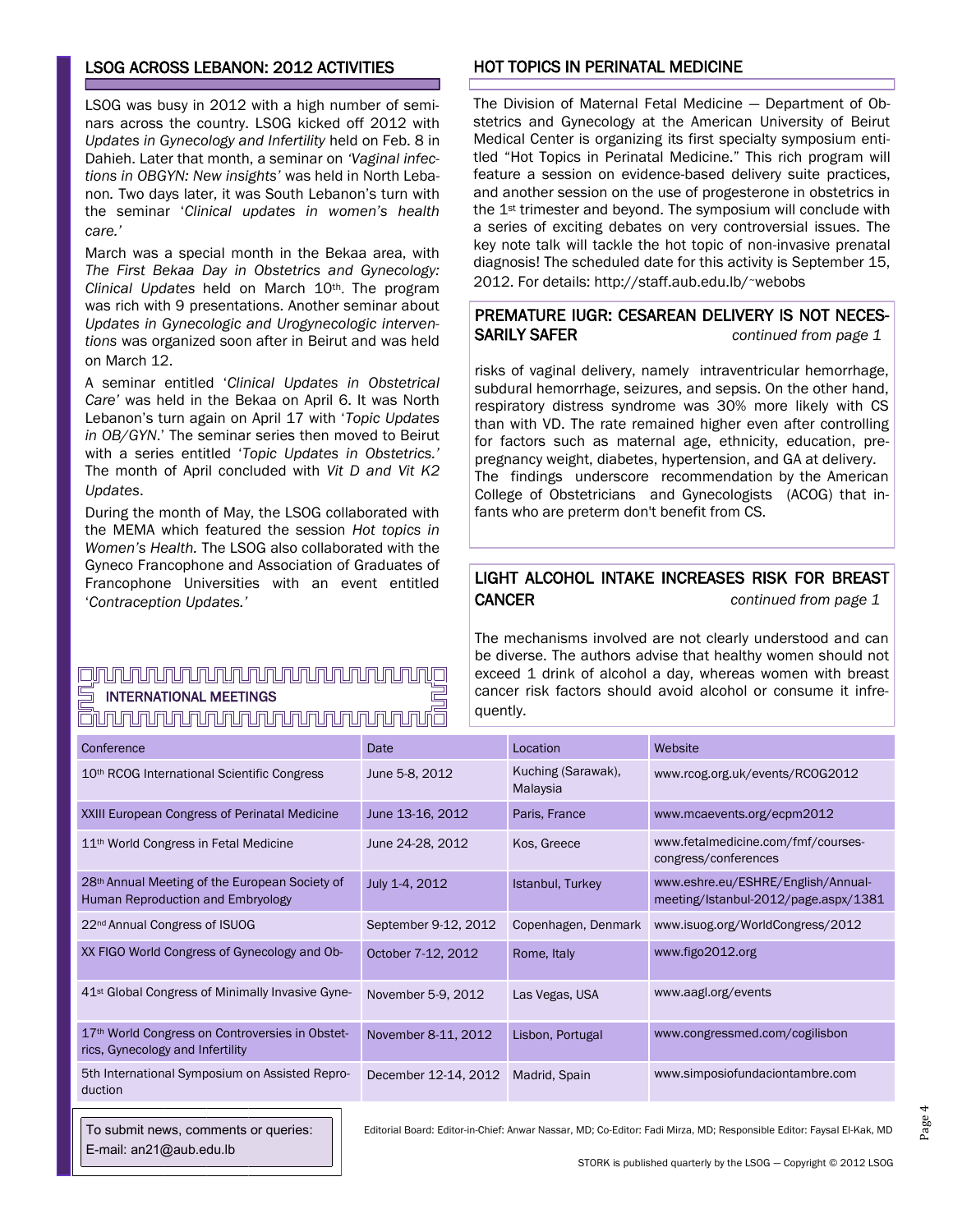## LSOG ACROSS LEBANON: 2012 ACTIVITIES

LSOG was busy in 2012 with a high number of seminars across the country. LSOG kicked off 2012 with *Updates in Gynecology and Infertility* held on Feb. 8 in Dahieh. Later that month, a seminar on *'Vaginal infections in OBGYN: New insights'* was held in North Lebanon. Two days later, it was South Lebanon's turn with the seminar '*Clinical updates in women's health care.'*

March was a special month in the Bekaa area, with *The First Bekaa Day in Obstetrics and Gynecology: Clinical Updates* held on March 10th. The program was rich with 9 presentations. Another seminar about *Updates in Gynecologic and Urogynecologic interventions* was organized soon after in Beirut and was held on March 12.

A seminar entitled '*Clinical Updates in Obstetrical Care'* was held in the Bekaa on April 6. It was North Lebanon's turn again on April 17 with '*Topic Updates in OB/GYN*.' The seminar series then moved to Beirut with a series entitled '*Topic Updates in Obstetrics.'* The month of April concluded with *Vit D and Vit K2 Updates*.

During the month of May, the LSOG collaborated with the MEMA which featured the session *Hot topics in Women's Health.* The LSOG also collaborated with the Gyneco Francophone and Association of Graduates of Francophone Universities with an event entitled '*Contraception Updates.'*

## HOT TOPICS IN PERINATAL MEDICINE

The Division of Maternal Fetal Medicine — Department of Obstetrics and Gynecology at the American University of Beirut Medical Center is organizing its first specialty symposium entitled "Hot Topics in Perinatal Medicine." This rich program will feature a session on evidence-based delivery suite practices, and another session on the use of progesterone in obstetrics in the 1st trimester and beyond. The symposium will conclude with a series of exciting debates on very controversial issues. The key note talk will tackle the hot topic of non-invasive prenatal diagnosis! The scheduled date for this activity is September 15, 2012. For details: http://staff.aub.edu.lb/~webobs

## PREMATURE IUGR: CESAREAN DELIVERY IS NOT NECESSARILY SAFER

*continued from page 1*

risks of vaginal delivery, namely intraventricular hemorrhage, subdural hemorrhage, seizures, and sepsis. On the other hand, respiratory distress syndrome was 30% more likely with CS than with VD. The rate remained higher even after controlling for factors such as maternal age, ethnicity, education, prepregnancy weight, diabetes, hypertension, and GA at delivery. The findings underscore recommendation by the American College of Obstetricians and Gynecologists (ACOG) that infants who are preterm don't benefit from CS.

## LIGHT ALCOHOL INTAKE INCREASES RISK FOR BREAST CANCER

*continued from page 1*

The mechanisms involved are not clearly understood and can be diverse. The authors advise that healthy women should not exceed 1 drink of alcohol a day, whereas women with breast cancer risk factors should avoid alcohol or consume it infrequently.

## INTERNATIONAL MEETINGS

| Conference | Date | Location | Website |
|---|---|---|---|
| 10th RCOG International Scientific Congress | June 5-8, 2012 | Kuching (Sarawak), Malaysia | www.rcog.org.uk/events/RCOG2012 |
| XXIII European Congress of Perinatal Medicine | June 13-16, 2012 | Paris, France | www.mcaevents.org/ecpm2012 |
| 11th World Congress in Fetal Medicine | June 24-28, 2012 | Kos, Greece | www.fetalmedicine.com/fmf/courses-congress/conferences |
| 28th Annual Meeting of the European Society of Human Reproduction and Embryology | July 1-4, 2012 | Istanbul, Turkey | www.eshre.eu/ESHRE/English/Annual-meeting/Istanbul-2012/page.aspx/1381 |
| 22nd Annual Congress of ISUOG | September 9-12, 2012 | Copenhagen, Denmark | www.isuog.org/WorldCongress/2012 |
| XX FIGO World Congress of Gynecology and Ob- | October 7-12, 2012 | Rome, Italy | www.figo2012.org |
| 41st Global Congress of Minimally Invasive Gyne- | November 5-9, 2012 | Las Vegas, USA | www.aagl.org/events |
| 17th World Congress on Controversies in Obstetrics, Gynecology and Infertility | November 8-11, 2012 | Lisbon, Portugal | www.congressmed.com/cogilisbon |
| 5th International Symposium on Assisted Reproduction | December 12-14, 2012 | Madrid, Spain | www.simposiofundaciontambre.com |

To submit news, comments or queries:
E-mail: an21@aub.edu.lb

Editorial Board: Editor-in-Chief: Anwar Nassar, MD; Co-Editor: Fadi Mirza, MD; Responsible Editor: Faysal El-Kak, MD

STORK is published quarterly by the LSOG — Copyright © 2012 LSOG